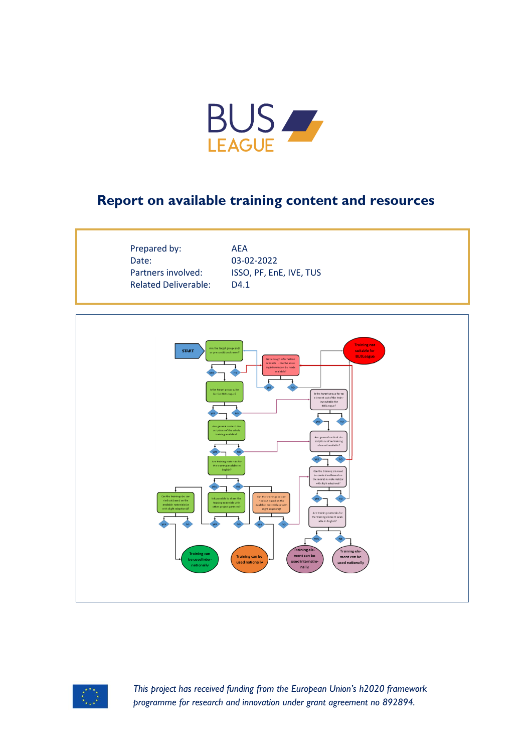# Report on available training content and resources

Prepared by: AEA
Date: 03-02-2022
Partners involved: ISSO, PF, EnE, IVE, TUS
Related Deliverable: D4.1

*This project has received funding from the European Union's h2020 framework programme for research and innovation under grant agreement no 892894.*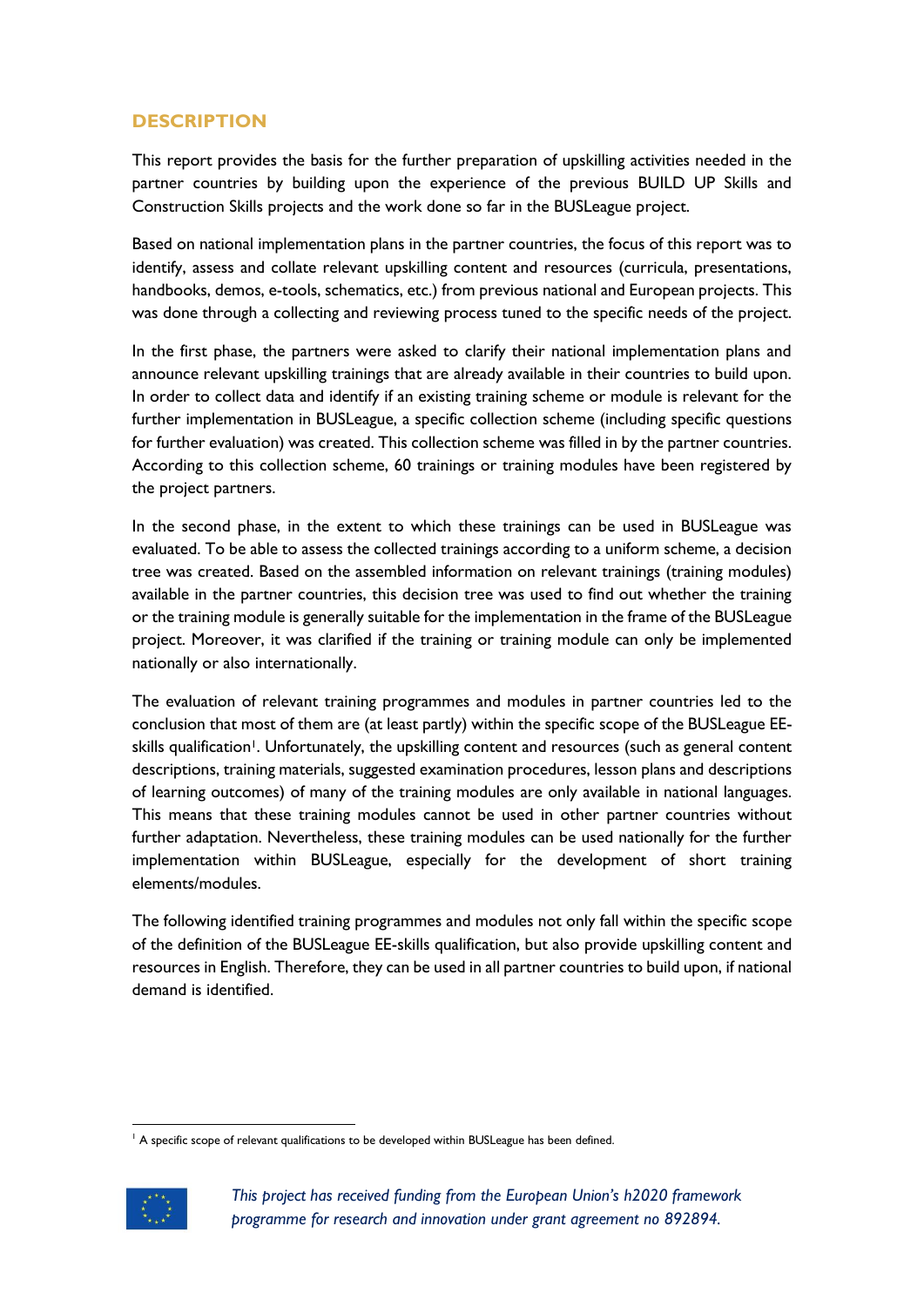## DESCRIPTION

This report provides the basis for the further preparation of upskilling activities needed in the partner countries by building upon the experience of the previous BUILD UP Skills and Construction Skills projects and the work done so far in the BUSLeague project.

Based on national implementation plans in the partner countries, the focus of this report was to identify, assess and collate relevant upskilling content and resources (curricula, presentations, handbooks, demos, e-tools, schematics, etc.) from previous national and European projects. This was done through a collecting and reviewing process tuned to the specific needs of the project.

In the first phase, the partners were asked to clarify their national implementation plans and announce relevant upskilling trainings that are already available in their countries to build upon. In order to collect data and identify if an existing training scheme or module is relevant for the further implementation in BUSLeague, a specific collection scheme (including specific questions for further evaluation) was created. This collection scheme was filled in by the partner countries. According to this collection scheme, 60 trainings or training modules have been registered by the project partners.

In the second phase, in the extent to which these trainings can be used in BUSLeague was evaluated. To be able to assess the collected trainings according to a uniform scheme, a decision tree was created. Based on the assembled information on relevant trainings (training modules) available in the partner countries, this decision tree was used to find out whether the training or the training module is generally suitable for the implementation in the frame of the BUSLeague project. Moreover, it was clarified if the training or training module can only be implemented nationally or also internationally.

The evaluation of relevant training programmes and modules in partner countries led to the conclusion that most of them are (at least partly) within the specific scope of the BUSLeague EE-skills qualification[1]. Unfortunately, the upskilling content and resources (such as general content descriptions, training materials, suggested examination procedures, lesson plans and descriptions of learning outcomes) of many of the training modules are only available in national languages. This means that these training modules cannot be used in other partner countries without further adaptation. Nevertheless, these training modules can be used nationally for the further implementation within BUSLeague, especially for the development of short training elements/modules.

The following identified training programmes and modules not only fall within the specific scope of the definition of the BUSLeague EE-skills qualification, but also provide upskilling content and resources in English. Therefore, they can be used in all partner countries to build upon, if national demand is identified.

[1] A specific scope of relevant qualifications to be developed within BUSLeague has been defined.

*This project has received funding from the European Union's h2020 framework programme for research and innovation under grant agreement no 892894.*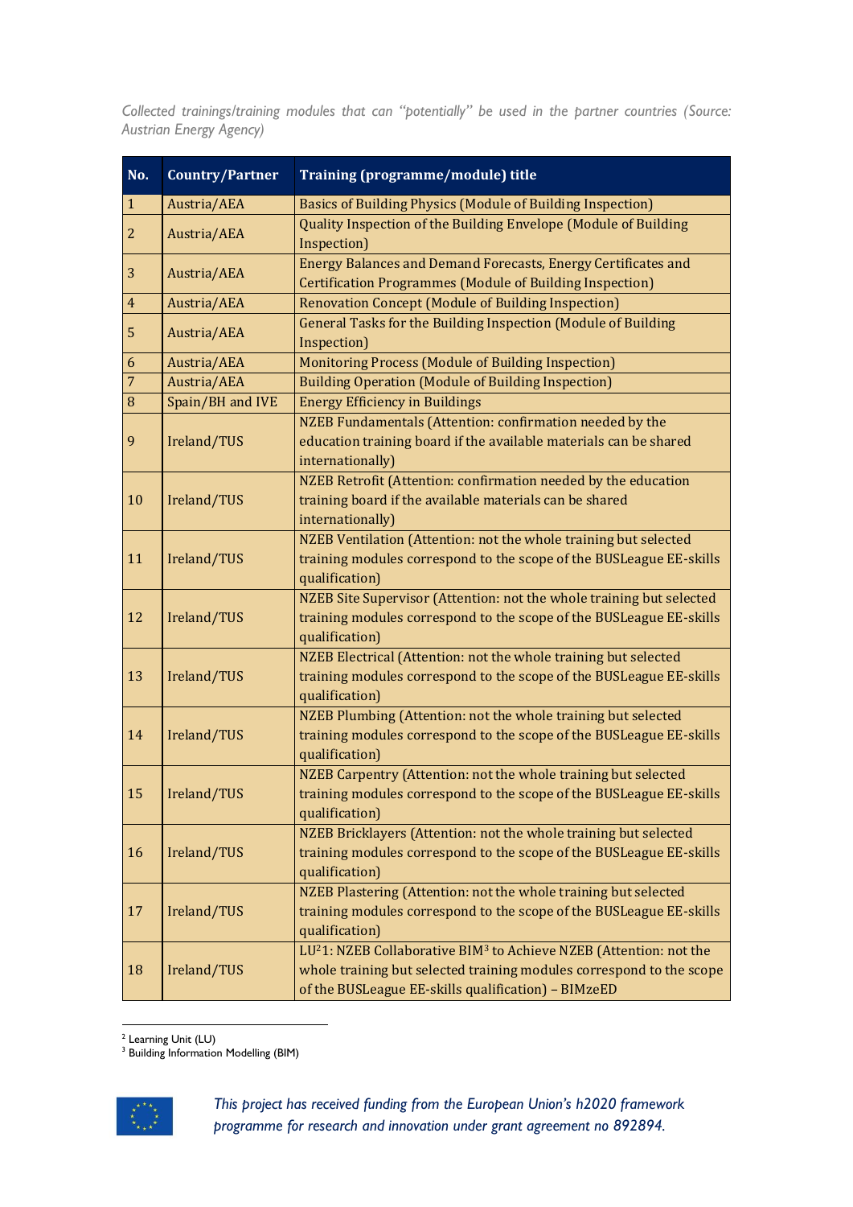*Collected trainings/training modules that can "potentially" be used in the partner countries (Source: Austrian Energy Agency)*

| No. | Country/Partner | Training (programme/module) title |
|---|---|---|
| 1 | Austria/AEA | Basics of Building Physics (Module of Building Inspection) |
| 2 | Austria/AEA | Quality Inspection of the Building Envelope (Module of Building Inspection) |
| 3 | Austria/AEA | Energy Balances and Demand Forecasts, Energy Certificates and Certification Programmes (Module of Building Inspection) |
| 4 | Austria/AEA | Renovation Concept (Module of Building Inspection) |
| 5 | Austria/AEA | General Tasks for the Building Inspection (Module of Building Inspection) |
| 6 | Austria/AEA | Monitoring Process (Module of Building Inspection) |
| 7 | Austria/AEA | Building Operation (Module of Building Inspection) |
| 8 | Spain/BH and IVE | Energy Efficiency in Buildings |
| 9 | Ireland/TUS | NZEB Fundamentals (Attention: confirmation needed by the education training board if the available materials can be shared internationally) |
| 10 | Ireland/TUS | NZEB Retrofit (Attention: confirmation needed by the education training board if the available materials can be shared internationally) |
| 11 | Ireland/TUS | NZEB Ventilation (Attention: not the whole training but selected training modules correspond to the scope of the BUSLeague EE-skills qualification) |
| 12 | Ireland/TUS | NZEB Site Supervisor (Attention: not the whole training but selected training modules correspond to the scope of the BUSLeague EE-skills qualification) |
| 13 | Ireland/TUS | NZEB Electrical (Attention: not the whole training but selected training modules correspond to the scope of the BUSLeague EE-skills qualification) |
| 14 | Ireland/TUS | NZEB Plumbing (Attention: not the whole training but selected training modules correspond to the scope of the BUSLeague EE-skills qualification) |
| 15 | Ireland/TUS | NZEB Carpentry (Attention: not the whole training but selected training modules correspond to the scope of the BUSLeague EE-skills qualification) |
| 16 | Ireland/TUS | NZEB Bricklayers (Attention: not the whole training but selected training modules correspond to the scope of the BUSLeague EE-skills qualification) |
| 17 | Ireland/TUS | NZEB Plastering (Attention: not the whole training but selected training modules correspond to the scope of the BUSLeague EE-skills qualification) |
| 18 | Ireland/TUS | LU[2]1: NZEB Collaborative BIM[3] to Achieve NZEB (Attention: not the whole training but selected training modules correspond to the scope of the BUSLeague EE-skills qualification) – BIMzeED |

[2] Learning Unit (LU)
[3] Building Information Modelling (BIM)

*This project has received funding from the European Union's h2020 framework programme for research and innovation under grant agreement no 892894.*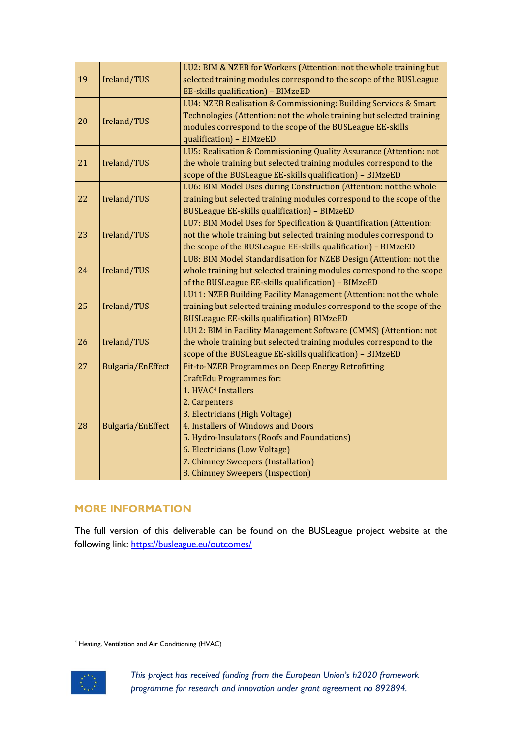| 19 | Ireland/TUS | LU2: BIM & NZEB for Workers (Attention: not the whole training but selected training modules correspond to the scope of the BUSLeague EE-skills qualification) – BIMzeED |
|---|---|---|
| 20 | Ireland/TUS | LU4: NZEB Realisation & Commissioning: Building Services & Smart Technologies (Attention: not the whole training but selected training modules correspond to the scope of the BUSLeague EE-skills qualification) – BIMzeED |
| 21 | Ireland/TUS | LU5: Realisation & Commissioning Quality Assurance (Attention: not the whole training but selected training modules correspond to the scope of the BUSLeague EE-skills qualification) – BIMzeED |
| 22 | Ireland/TUS | LU6: BIM Model Uses during Construction (Attention: not the whole training but selected training modules correspond to the scope of the BUSLeague EE-skills qualification) – BIMzeED |
| 23 | Ireland/TUS | LU7: BIM Model Uses for Specification & Quantification (Attention: not the whole training but selected training modules correspond to the scope of the BUSLeague EE-skills qualification) – BIMzeED |
| 24 | Ireland/TUS | LU8: BIM Model Standardisation for NZEB Design (Attention: not the whole training but selected training modules correspond to the scope of the BUSLeague EE-skills qualification) – BIMzeED |
| 25 | Ireland/TUS | LU11: NZEB Building Facility Management (Attention: not the whole training but selected training modules correspond to the scope of the BUSLeague EE-skills qualification) BIMzeED |
| 26 | Ireland/TUS | LU12: BIM in Facility Management Software (CMMS) (Attention: not the whole training but selected training modules correspond to the scope of the BUSLeague EE-skills qualification) – BIMzeED |
| 27 | Bulgaria/EnEffect | Fit-to-NZEB Programmes on Deep Energy Retrofitting |
| 28 | Bulgaria/EnEffect | CraftEdu Programmes for:<br>1. HVAC[4] Installers<br>2. Carpenters<br>3. Electricians (High Voltage)<br>4. Installers of Windows and Doors<br>5. Hydro-Insulators (Roofs and Foundations)<br>6. Electricians (Low Voltage)<br>7. Chimney Sweepers (Installation)<br>8. Chimney Sweepers (Inspection) |

## MORE INFORMATION

The full version of this deliverable can be found on the BUSLeague project website at the following link: [https://busleague.eu/outcomes/](https://busleague.eu/outcomes/)

[4] Heating, Ventilation and Air Conditioning (HVAC)

*This project has received funding from the European Union's h2020 framework programme for research and innovation under grant agreement no 892894.*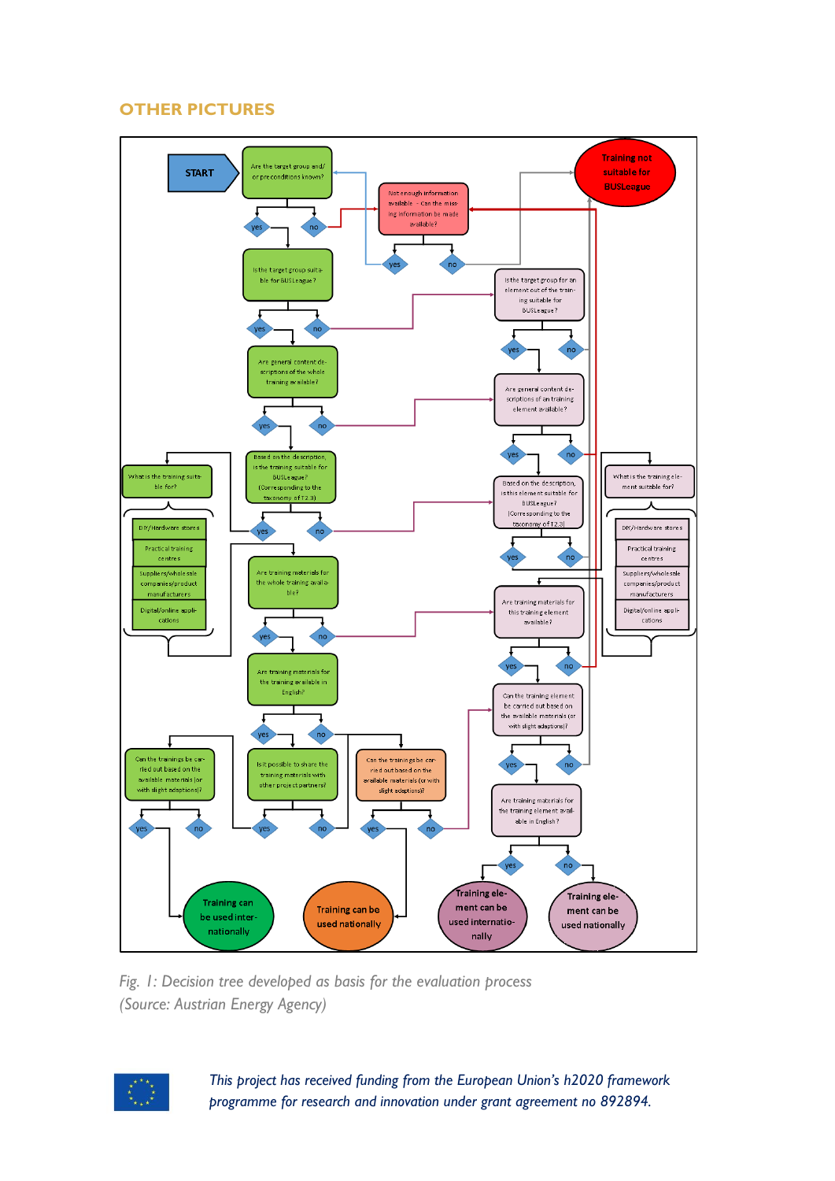## OTHER PICTURES

START

Are the target group and/or preconditions known?

yes

no

Not enough information available - Can the missing information be made available?

yes

no

Training not suitable for BUSLeague

Is the target group suitable for BUSLeague?

yes

no

Is the target group for an element out of the training suitable for BUSLeague?

yes

no

Are general content descriptions of the whole training available?

yes

no

Are general content descriptions of an training element available?

yes

no

What is the training suitable for?

DIY/Hardware stores

Practical training centres

Suppliers/wholesale companies/product manufacturers

Digital/online applications

Based on the description, is the training suitable for BUSLeague? (Corresponding to the taxonomy of T2.3)

yes

no

Based on the description, is this element suitable for BUSLeague? (Corresponding to the taxonomy of T2.3)

yes

no

What is the training element suitable for?

DIY/Hardware stores

Practical training centres

Suppliers/wholesale companies/product manufacturers

Digital/online applications

Are training materials for the whole training available?

yes

no

Are training materials for this training element available?

yes

no

Are training materials for the training available in English?

yes

no

Can the training element be carried out based on the available materials (or with slight adaptions)?

yes

no

Can the trainings be carried out based on the available materials (or with slight adaptions)?

yes

no

Is it possible to share the training materials with other project partners?

yes

no

Can the trainings be carried out based on the available materials (or with slight adaptions)?

yes

no

Are training materials for the training element available in English?

yes

no

Training can be used internationally

Training can be used nationally

Training element can be used internationally

Training element can be used nationally

*Fig. 1: Decision tree developed as basis for the evaluation process (Source: Austrian Energy Agency)*

*This project has received funding from the European Union's h2020 framework programme for research and innovation under grant agreement no 892894.*